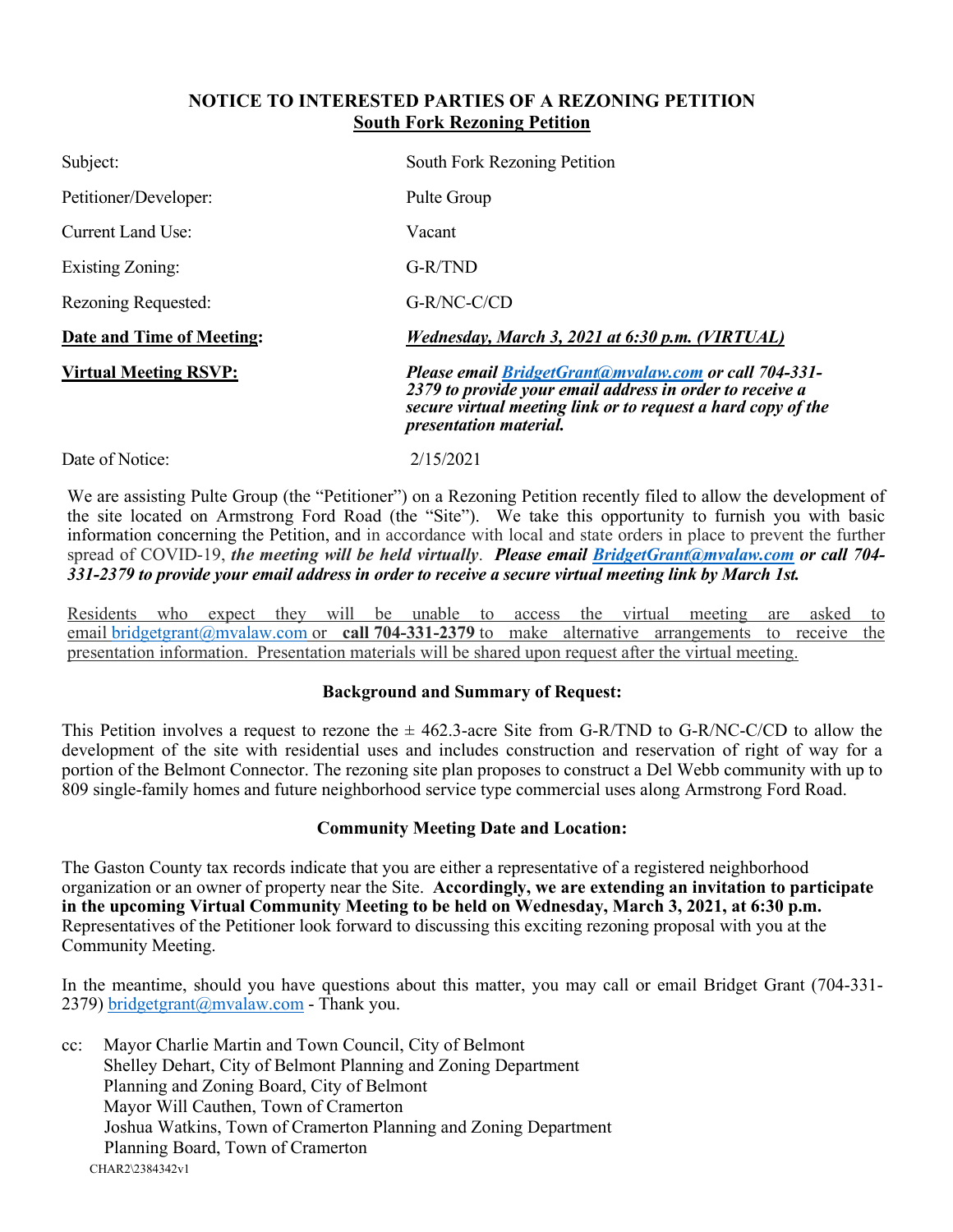# NOTICE TO INTERESTED PARTIES OF A REZONING PETITION

## <u>South Fork Rezoning Petition</u>

| | |
|---|---|
| Subject: | South Fork Rezoning Petition |
| Petitioner/Developer: | Pulte Group |
| Current Land Use: | Vacant |
| Existing Zoning: | G-R/TND |
| Rezoning Requested: | G-R/NC-C/CD |
| **<u>Date and Time of Meeting</u>:** | ***<u>Wednesday, March 3, 2021 at 6:30 p.m. (VIRTUAL)</u>*** |
| **<u>Virtual Meeting RSVP:</u>** | ***Please email <u>BridgetGrant@mvalaw.com</u> or call 704-331-2379 to provide your email address in order to receive a secure virtual meeting link or to request a hard copy of the presentation material.*** |
| Date of Notice: | 2/15/2021 |

We are assisting Pulte Group (the "Petitioner") on a Rezoning Petition recently filed to allow the development of the site located on Armstrong Ford Road (the "Site"). We take this opportunity to furnish you with basic information concerning the Petition, and in accordance with local and state orders in place to prevent the further spread of COVID-19, ***the meeting will be held virtually***. ***Please email <u>BridgetGrant@mvalaw.com</u> or call 704-331-2379 to provide your email address in order to receive a secure virtual meeting link by March 1st.***

<u>Residents who expect they will be unable to access the virtual meeting are asked to email bridgetgrant@mvalaw.com or **call 704-331-2379** to make alternative arrangements to receive the presentation information. Presentation materials will be shared upon request after the virtual meeting.</u>

**Background and Summary of Request:**

This Petition involves a request to rezone the ± 462.3-acre Site from G-R/TND to G-R/NC-C/CD to allow the development of the site with residential uses and includes construction and reservation of right of way for a portion of the Belmont Connector. The rezoning site plan proposes to construct a Del Webb community with up to 809 single-family homes and future neighborhood service type commercial uses along Armstrong Ford Road.

**Community Meeting Date and Location:**

The Gaston County tax records indicate that you are either a representative of a registered neighborhood organization or an owner of property near the Site. **Accordingly, we are extending an invitation to participate in the upcoming Virtual Community Meeting to be held on Wednesday, March 3, 2021, at 6:30 p.m.** Representatives of the Petitioner look forward to discussing this exciting rezoning proposal with you at the Community Meeting.

In the meantime, should you have questions about this matter, you may call or email Bridget Grant (704-331-2379) bridgetgrant@mvalaw.com - Thank you.

cc: Mayor Charlie Martin and Town Council, City of Belmont
Shelley Dehart, City of Belmont Planning and Zoning Department
Planning and Zoning Board, City of Belmont
Mayor Will Cauthen, Town of Cramerton
Joshua Watkins, Town of Cramerton Planning and Zoning Department
Planning Board, Town of Cramerton

CHAR2\2384342v1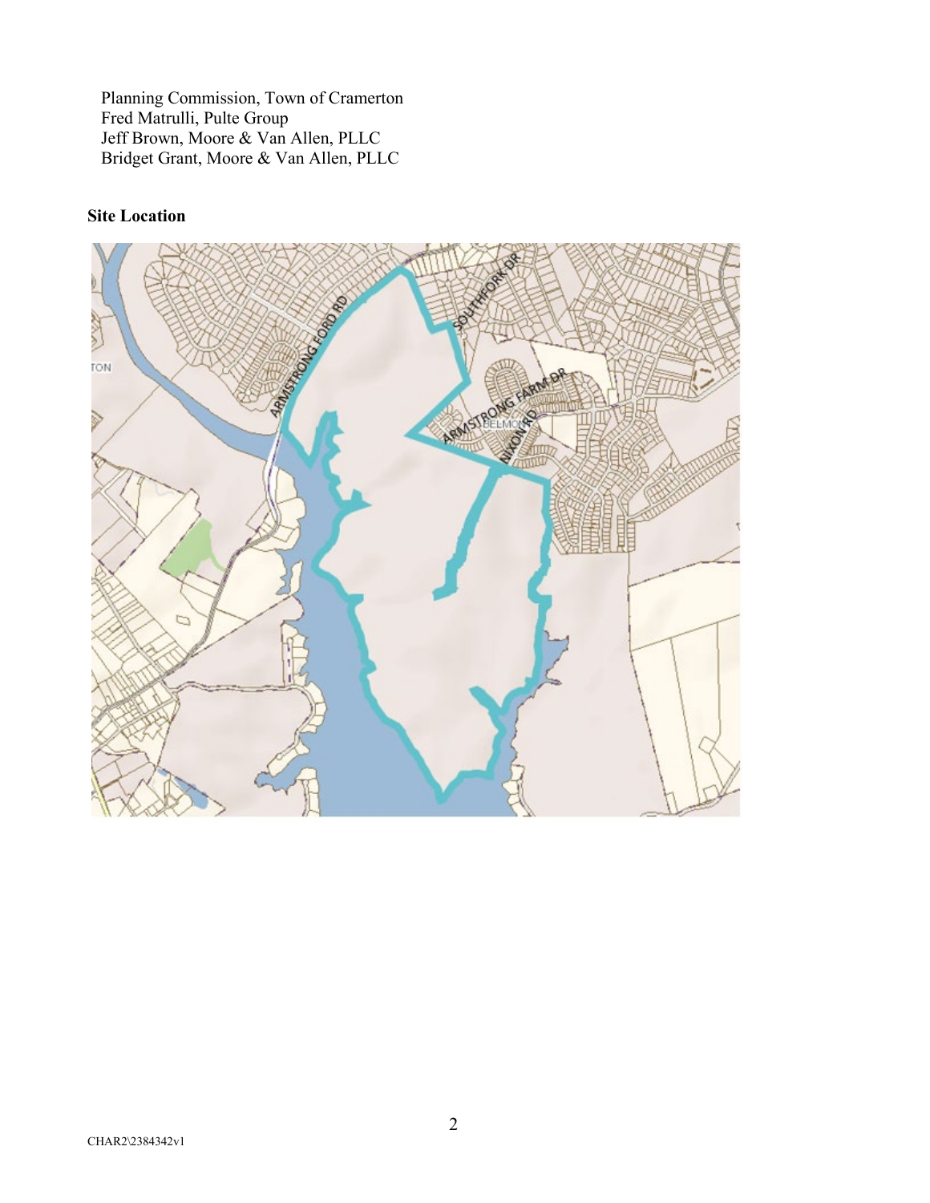Planning Commission, Town of Cramerton
Fred Matrulli, Pulte Group
Jeff Brown, Moore & Van Allen, PLLC
Bridget Grant, Moore & Van Allen, PLLC

**Site Location**

ARMSTRONG FORD RD
SOUTHFORK DR
ARMSTRONG FARM DR
BELMONT
NIXON RD
TON